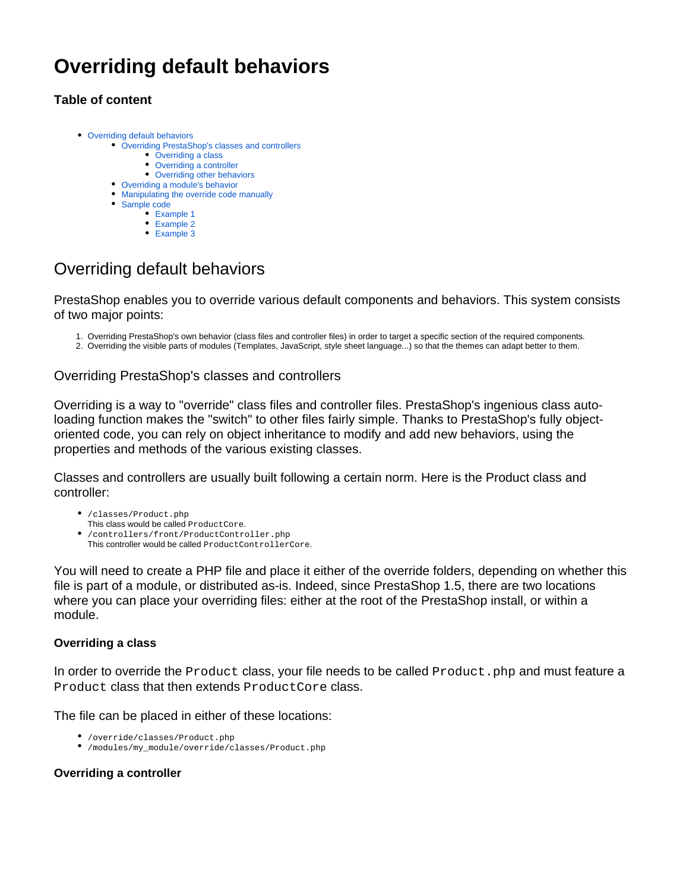# Overriding default behaviors

### Table of content

- Overriding default behaviors
  - Overriding PrestaShop's classes and controllers
    - Overriding a class
    - Overriding a controller
    - Overriding other behaviors
  - Overriding a module's behavior
  - Manipulating the override code manually
  - Sample code
    - Example 1
    - Example 2
    - Example 3

## Overriding default behaviors

PrestaShop enables you to override various default components and behaviors. This system consists of two major points:

1. Overriding PrestaShop's own behavior (class files and controller files) in order to target a specific section of the required components.
2. Overriding the visible parts of modules (Templates, JavaScript, style sheet language...) so that the themes can adapt better to them.

### Overriding PrestaShop's classes and controllers

Overriding is a way to "override" class files and controller files. PrestaShop's ingenious class auto-loading function makes the "switch" to other files fairly simple. Thanks to PrestaShop's fully object-oriented code, you can rely on object inheritance to modify and add new behaviors, using the properties and methods of the various existing classes.

Classes and controllers are usually built following a certain norm. Here is the Product class and controller:

- `/classes/Product.php`
  This class would be called `ProductCore`.
- `/controllers/front/ProductController.php`
  This controller would be called `ProductControllerCore`.

You will need to create a PHP file and place it either of the override folders, depending on whether this file is part of a module, or distributed as-is. Indeed, since PrestaShop 1.5, there are two locations where you can place your overriding files: either at the root of the PrestaShop install, or within a module.

#### Overriding a class

In order to override the `Product` class, your file needs to be called `Product.php` and must feature a `Product` class that then extends `ProductCore` class.

The file can be placed in either of these locations:

- `/override/classes/Product.php`
- `/modules/my_module/override/classes/Product.php`

#### Overriding a controller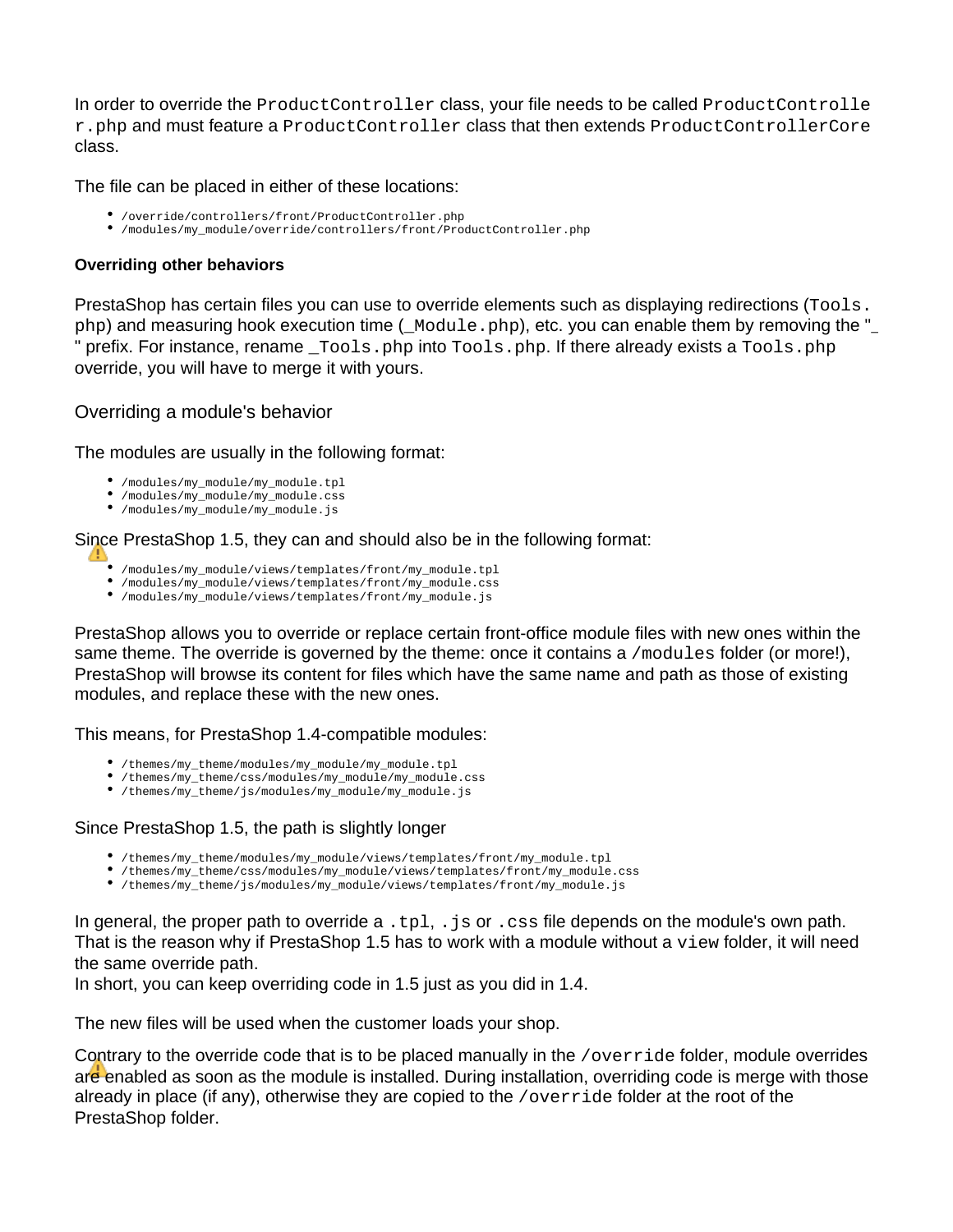In order to override the `ProductController` class, your file needs to be called `ProductController.php` and must feature a `ProductController` class that then extends `ProductControllerCore` class.

The file can be placed in either of these locations:

- `/override/controllers/front/ProductController.php`
- `/modules/my_module/override/controllers/front/ProductController.php`

**Overriding other behaviors**

PrestaShop has certain files you can use to override elements such as displaying redirections (`Tools.php`) and measuring hook execution time (`_Module.php`), etc. you can enable them by removing the "`_`" prefix. For instance, rename `_Tools.php` into `Tools.php`. If there already exists a `Tools.php` override, you will have to merge it with yours.

### Overriding a module's behavior

The modules are usually in the following format:

- `/modules/my_module/my_module.tpl`
- `/modules/my_module/my_module.css`
- `/modules/my_module/my_module.js`

Since PrestaShop 1.5, they can and should also be in the following format:

- `/modules/my_module/views/templates/front/my_module.tpl`
- `/modules/my_module/views/templates/front/my_module.css`
- `/modules/my_module/views/templates/front/my_module.js`

PrestaShop allows you to override or replace certain front-office module files with new ones within the same theme. The override is governed by the theme: once it contains a `/modules` folder (or more!), PrestaShop will browse its content for files which have the same name and path as those of existing modules, and replace these with the new ones.

This means, for PrestaShop 1.4-compatible modules:

- `/themes/my_theme/modules/my_module/my_module.tpl`
- `/themes/my_theme/css/modules/my_module/my_module.css`
- `/themes/my_theme/js/modules/my_module/my_module.js`

Since PrestaShop 1.5, the path is slightly longer

- `/themes/my_theme/modules/my_module/views/templates/front/my_module.tpl`
- `/themes/my_theme/css/modules/my_module/views/templates/front/my_module.css`
- `/themes/my_theme/js/modules/my_module/views/templates/front/my_module.js`

In general, the proper path to override a `.tpl`, `.js` or `.css` file depends on the module's own path. That is the reason why if PrestaShop 1.5 has to work with a module without a `view` folder, it will need the same override path.
In short, you can keep overriding code in 1.5 just as you did in 1.4.

The new files will be used when the customer loads your shop.

Contrary to the override code that is to be placed manually in the `/override` folder, module overrides are enabled as soon as the module is installed. During installation, overriding code is merge with those already in place (if any), otherwise they are copied to the `/override` folder at the root of the PrestaShop folder.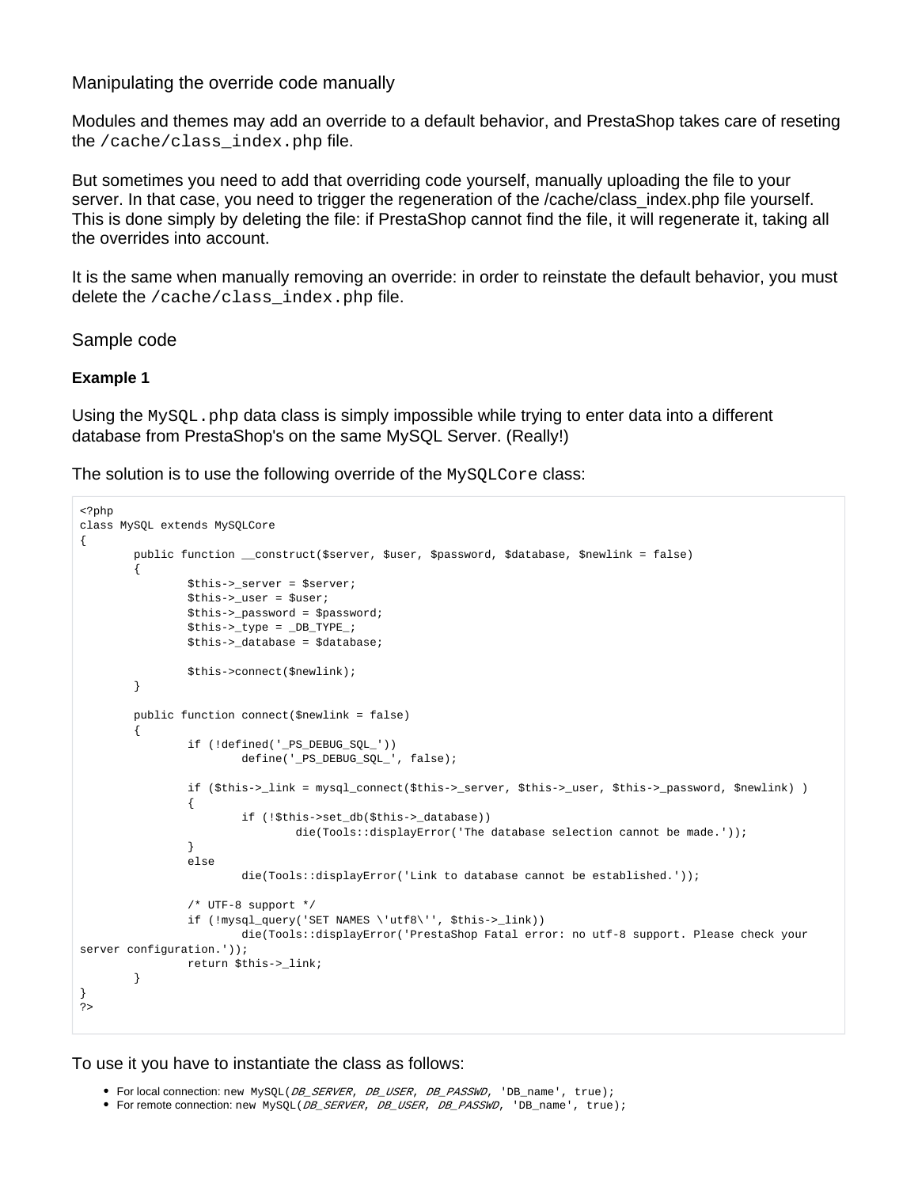## Manipulating the override code manually

Modules and themes may add an override to a default behavior, and PrestaShop takes care of reseting the `/cache/class_index.php` file.

But sometimes you need to add that overriding code yourself, manually uploading the file to your server. In that case, you need to trigger the regeneration of the /cache/class_index.php file yourself. This is done simply by deleting the file: if PrestaShop cannot find the file, it will regenerate it, taking all the overrides into account.

It is the same when manually removing an override: in order to reinstate the default behavior, you must delete the `/cache/class_index.php` file.

## Sample code

### Example 1

Using the `MySQL.php` data class is simply impossible while trying to enter data into a different database from PrestaShop's on the same MySQL Server. (Really!)

The solution is to use the following override of the `MySQLCore` class:

```
<?php
class MySQL extends MySQLCore
{
        public function __construct($server, $user, $password, $database, $newlink = false)
        {
                $this->_server = $server;
                $this->_user = $user;
                $this->_password = $password;
                $this->_type = _DB_TYPE_;
                $this->_database = $database;

                $this->connect($newlink);
        }

        public function connect($newlink = false)
        {
                if (!defined('_PS_DEBUG_SQL_'))
                        define('_PS_DEBUG_SQL_', false);

                if ($this->_link = mysql_connect($this->_server, $this->_user, $this->_password, $newlink) )
                {
                        if (!$this->set_db($this->_database))
                                die(Tools::displayError('The database selection cannot be made.'));
                }
                else
                        die(Tools::displayError('Link to database cannot be established.'));

                /* UTF-8 support */
                if (!mysql_query('SET NAMES \'utf8\'', $this->_link))
                        die(Tools::displayError('PrestaShop Fatal error: no utf-8 support. Please check your
server configuration.'));
                return $this->_link;
        }
}
?>
```

To use it you have to instantiate the class as follows:

- For local connection: new `MySQL(DB_SERVER, DB_USER, DB_PASSWD, 'DB_name', true);`
- For remote connection: new `MySQL(DB_SERVER, DB_USER, DB_PASSWD, 'DB_name', true);`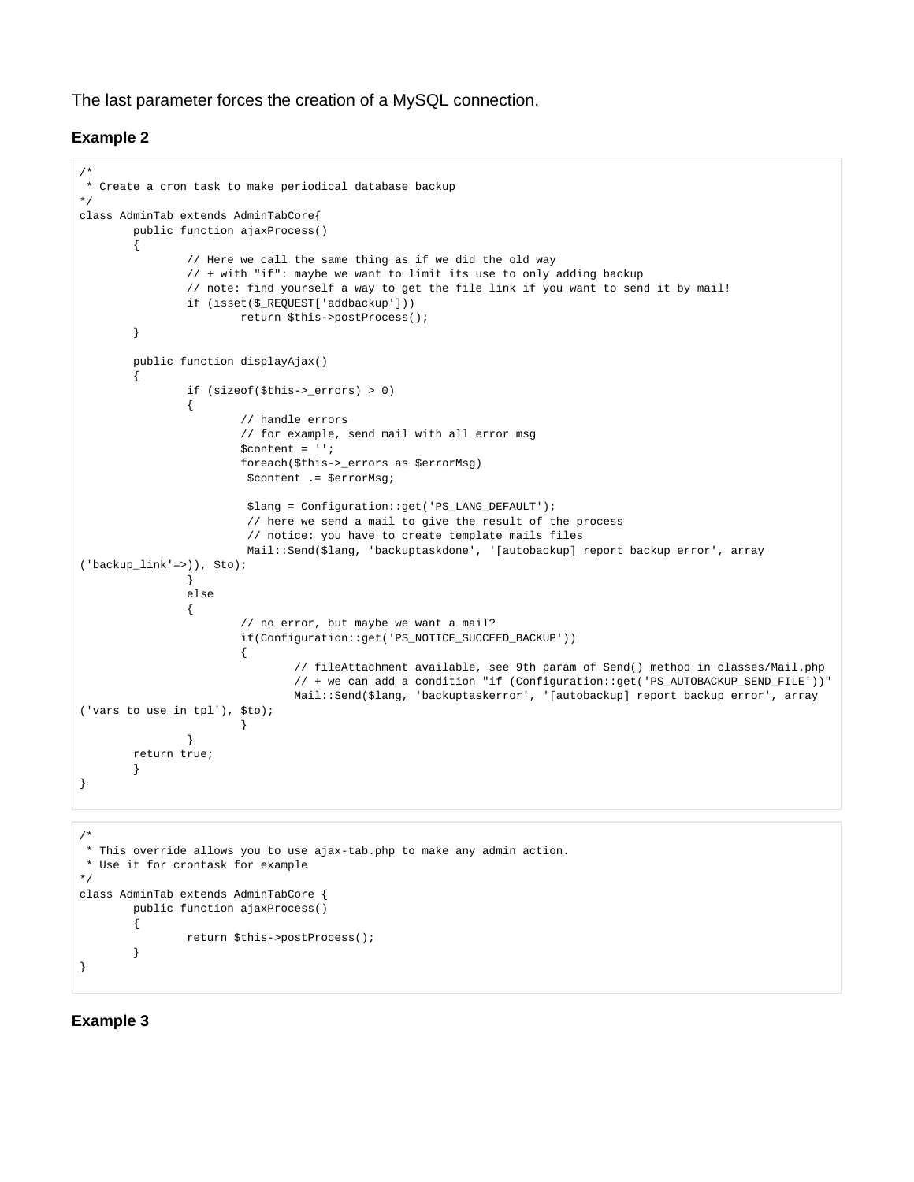The last parameter forces the creation of a MySQL connection.

### Example 2

```
/*
 * Create a cron task to make periodical database backup
*/
class AdminTab extends AdminTabCore{
        public function ajaxProcess()
        {
                // Here we call the same thing as if we did the old way
                // + with "if": maybe we want to limit its use to only adding backup
                // note: find yourself a way to get the file link if you want to send it by mail!
                if (isset($_REQUEST['addbackup']))
                        return $this->postProcess();
        }

        public function displayAjax()
        {
                if (sizeof($this->_errors) > 0)
                {
                        // handle errors
                        // for example, send mail with all error msg
                        $content = '';
                        foreach($this->_errors as $errorMsg)
                         $content .= $errorMsg;

                         $lang = Configuration::get('PS_LANG_DEFAULT');
                         // here we send a mail to give the result of the process
                         // notice: you have to create template mails files
                         Mail::Send($lang, 'backuptaskdone', '[autobackup] report backup error', array
('backup_link'=>)), $to);
                }
                else
                {
                        // no error, but maybe we want a mail?
                        if(Configuration::get('PS_NOTICE_SUCCEED_BACKUP'))
                        {
                                // fileAttachment available, see 9th param of Send() method in classes/Mail.php
                                // + we can add a condition "if (Configuration::get('PS_AUTOBACKUP_SEND_FILE'))"
                                Mail::Send($lang, 'backuptaskerror', '[autobackup] report backup error', array
('vars to use in tpl'), $to);
                        }
                }
        return true;
        }
}
```

```
/*
 * This override allows you to use ajax-tab.php to make any admin action.
 * Use it for crontask for example
*/
class AdminTab extends AdminTabCore {
        public function ajaxProcess()
        {
                return $this->postProcess();
        }
}
```

### Example 3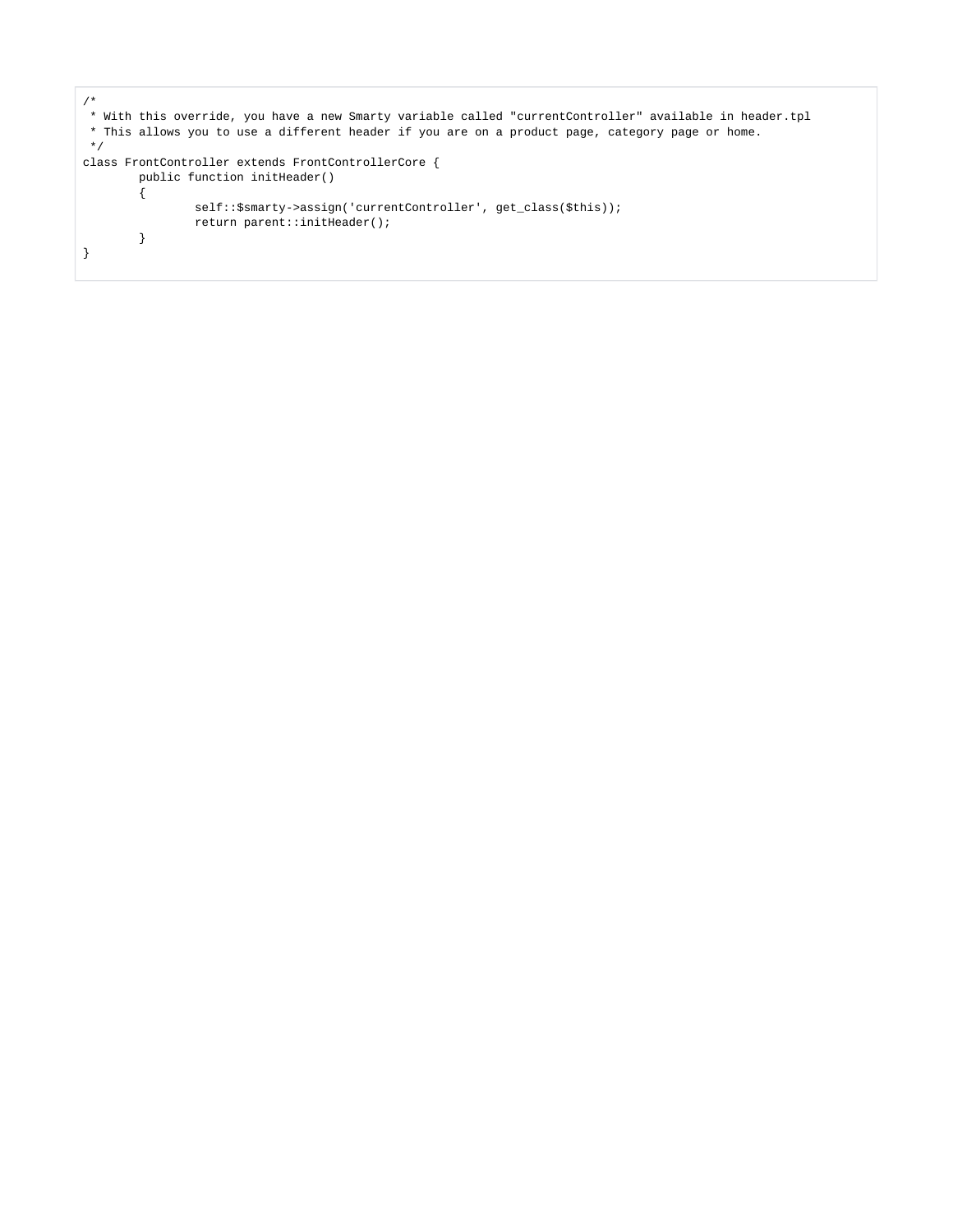```
/*
 * With this override, you have a new Smarty variable called "currentController" available in header.tpl
 * This allows you to use a different header if you are on a product page, category page or home.
 */
class FrontController extends FrontControllerCore {
        public function initHeader()
        {
                self::$smarty->assign('currentController', get_class($this));
                return parent::initHeader();
        }
}
```